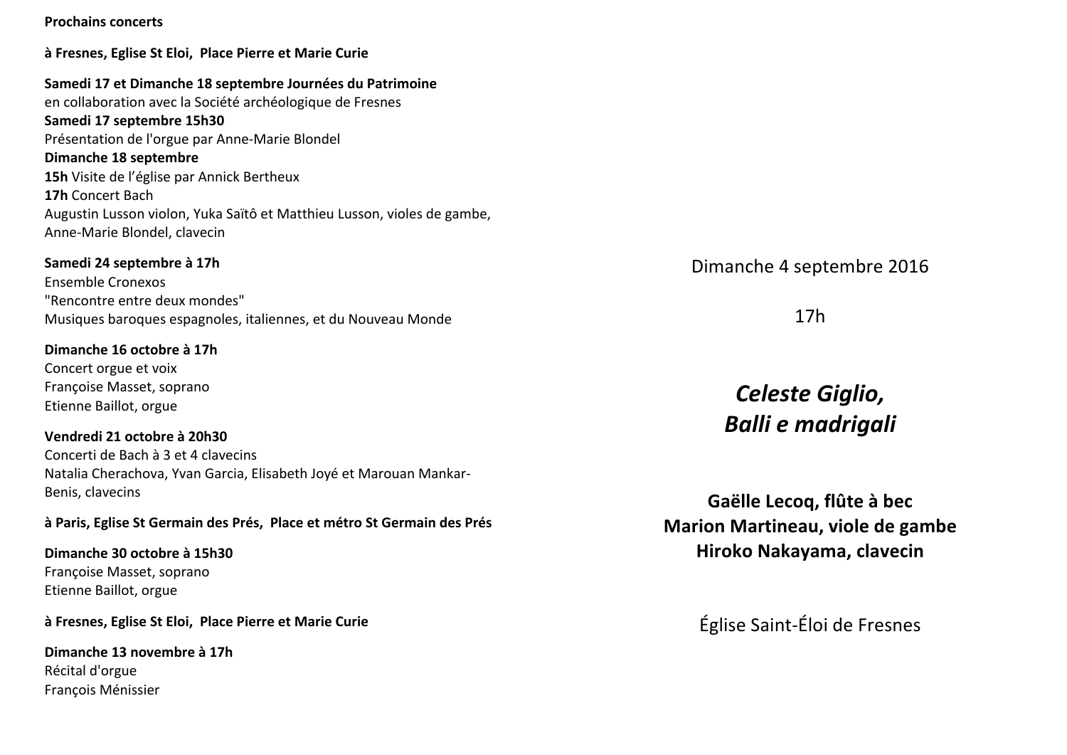**Prochains concerts**

**à Fresnes, Eglise St Eloi, Place Pierre et Marie Curie**

**Samedi 17 et Dimanche 18 septembre Journées du Patrimoine**
en collaboration avec la Société archéologique de Fresnes
**Samedi 17 septembre 15h30**
Présentation de l'orgue par Anne-Marie Blondel
**Dimanche 18 septembre**
**15h** Visite de l'église par Annick Bertheux
**17h** Concert Bach
Augustin Lusson violon, Yuka Saïtô et Matthieu Lusson, violes de gambe, Anne-Marie Blondel, clavecin

**Samedi 24 septembre à 17h**
Ensemble Cronexos
"Rencontre entre deux mondes"
Musiques baroques espagnoles, italiennes, et du Nouveau Monde

**Dimanche 16 octobre à 17h**
Concert orgue et voix
Françoise Masset, soprano
Etienne Baillot, orgue

**Vendredi 21 octobre à 20h30**
Concerti de Bach à 3 et 4 clavecins
Natalia Cherachova, Yvan Garcia, Elisabeth Joyé et Marouan Mankar-Benis, clavecins

**à Paris, Eglise St Germain des Prés, Place et métro St Germain des Prés**

**Dimanche 30 octobre à 15h30**
Françoise Masset, soprano
Etienne Baillot, orgue

**à Fresnes, Eglise St Eloi, Place Pierre et Marie Curie**

**Dimanche 13 novembre à 17h**
Récital d'orgue
François Ménissier

Dimanche 4 septembre 2016

17h

***Celeste Giglio,***
***Balli e madrigali***

**Gaëlle Lecoq, flûte à bec**
**Marion Martineau, viole de gambe**
**Hiroko Nakayama, clavecin**

Église Saint-Éloi de Fresnes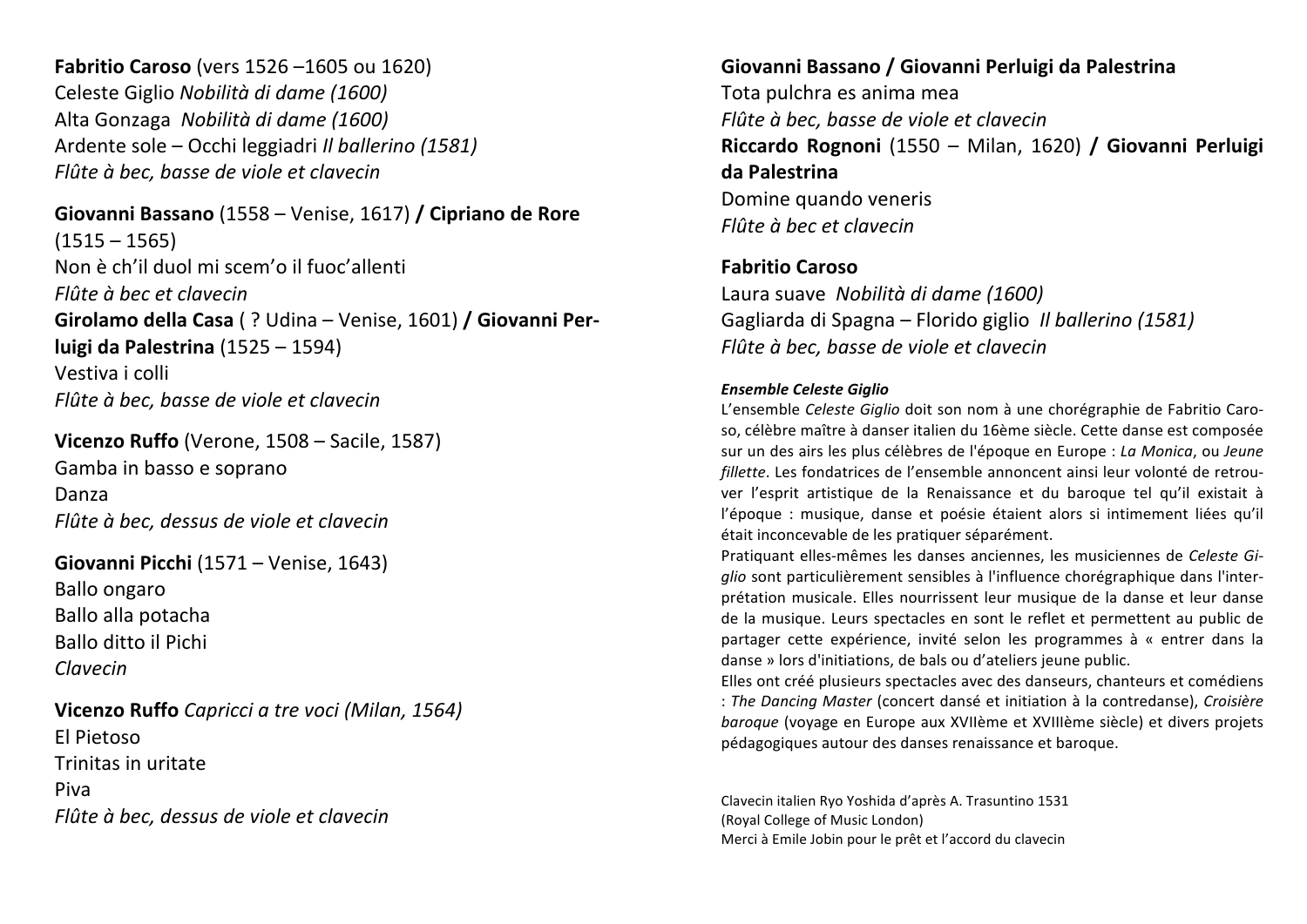**Fabritio Caroso** (vers 1526 –1605 ou 1620)
Celeste Giglio *Nobilità di dame (1600)*
Alta Gonzaga *Nobilità di dame (1600)*
Ardente sole – Occhi leggiadri *Il ballerino (1581)*
*Flûte à bec, basse de viole et clavecin*

**Giovanni Bassano** (1558 – Venise, 1617) **/ Cipriano de Rore** (1515 – 1565)
Non è ch'il duol mi scem'o il fuoc'allenti
*Flûte à bec et clavecin*
**Girolamo della Casa** ( ? Udina – Venise, 1601) **/ Giovanni Perluigi da Palestrina** (1525 – 1594)
Vestiva i colli
*Flûte à bec, basse de viole et clavecin*

**Vicenzo Ruffo** (Verone, 1508 – Sacile, 1587)
Gamba in basso e soprano
Danza
*Flûte à bec, dessus de viole et clavecin*

**Giovanni Picchi** (1571 – Venise, 1643)
Ballo ongaro
Ballo alla potacha
Ballo ditto il Pichi
*Clavecin*

**Vicenzo Ruffo** *Capricci a tre voci (Milan, 1564)*
El Pietoso
Trinitas in uritate
Piva
*Flûte à bec, dessus de viole et clavecin*

**Giovanni Bassano / Giovanni Perluigi da Palestrina**
Tota pulchra es anima mea
*Flûte à bec, basse de viole et clavecin*
**Riccardo Rognoni** (1550 – Milan, 1620) **/ Giovanni Perluigi da Palestrina**
Domine quando veneris
*Flûte à bec et clavecin*

**Fabritio Caroso**
Laura suave *Nobilità di dame (1600)*
Gagliarda di Spagna – Florido giglio *Il ballerino (1581)*
*Flûte à bec, basse de viole et clavecin*

***Ensemble Celeste Giglio***

L'ensemble *Celeste Giglio* doit son nom à une chorégraphie de Fabritio Caroso, célèbre maître à danser italien du 16ème siècle. Cette danse est composée sur un des airs les plus célèbres de l'époque en Europe : *La Monica*, ou *Jeune fillette*. Les fondatrices de l'ensemble annoncent ainsi leur volonté de retrouver l'esprit artistique de la Renaissance et du baroque tel qu'il existait à l'époque : musique, danse et poésie étaient alors si intimement liées qu'il était inconcevable de les pratiquer séparément.

Pratiquant elles-mêmes les danses anciennes, les musiciennes de *Celeste Giglio* sont particulièrement sensibles à l'influence chorégraphique dans l'interprétation musicale. Elles nourrissent leur musique de la danse et leur danse de la musique. Leurs spectacles en sont le reflet et permettent au public de partager cette expérience, invité selon les programmes à « entrer dans la danse » lors d'initiations, de bals ou d'ateliers jeune public.

Elles ont créé plusieurs spectacles avec des danseurs, chanteurs et comédiens : *The Dancing Master* (concert dansé et initiation à la contredanse), *Croisière baroque* (voyage en Europe aux XVIIème et XVIIIème siècle) et divers projets pédagogiques autour des danses renaissance et baroque.

Clavecin italien Ryo Yoshida d'après A. Trasuntino 1531
(Royal College of Music London)
Merci à Emile Jobin pour le prêt et l'accord du clavecin